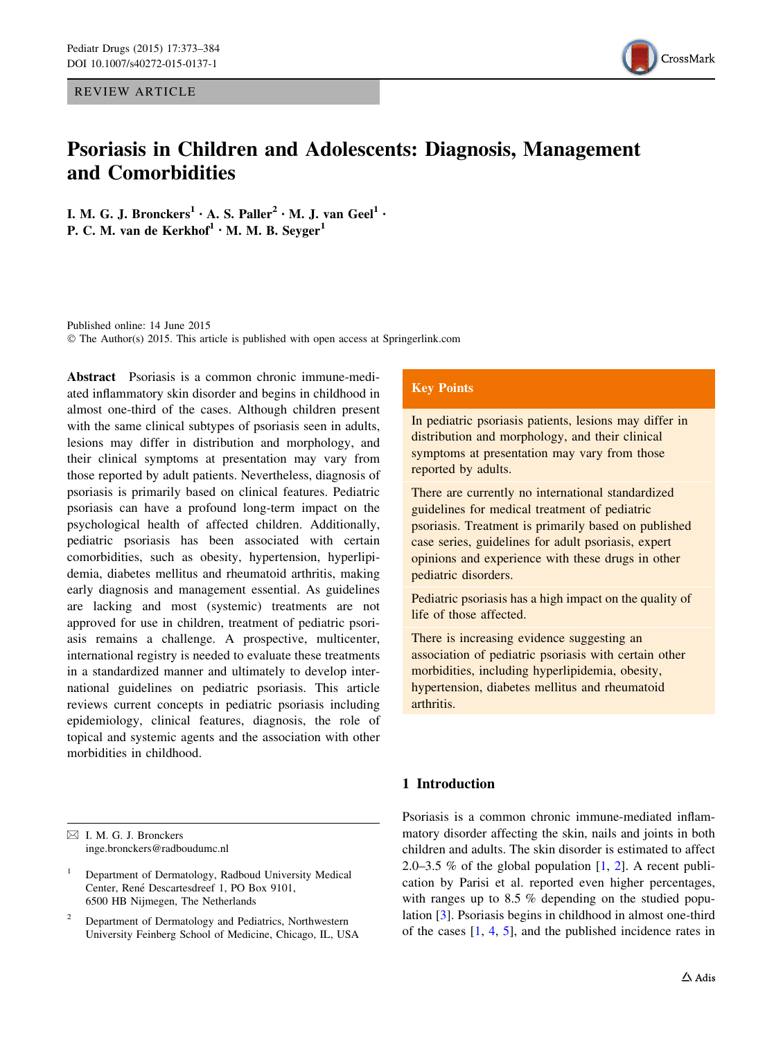REVIEW ARTICLE

# Psoriasis in Children and Adolescents: Diagnosis, Management and Comorbidities

**I. M. G. J. Bronckers[1] · A. S. Paller[2] · M. J. van Geel[1] · P. C. M. van de Kerkhof[1] · M. M. B. Seyger[1]**

Published online: 14 June 2015
© The Author(s) 2015. This article is published with open access at Springerlink.com

**Abstract** Psoriasis is a common chronic immune-mediated inflammatory skin disorder and begins in childhood in almost one-third of the cases. Although children present with the same clinical subtypes of psoriasis seen in adults, lesions may differ in distribution and morphology, and their clinical symptoms at presentation may vary from those reported by adult patients. Nevertheless, diagnosis of psoriasis is primarily based on clinical features. Pediatric psoriasis can have a profound long-term impact on the psychological health of affected children. Additionally, pediatric psoriasis has been associated with certain comorbidities, such as obesity, hypertension, hyperlipidemia, diabetes mellitus and rheumatoid arthritis, making early diagnosis and management essential. As guidelines are lacking and most (systemic) treatments are not approved for use in children, treatment of pediatric psoriasis remains a challenge. A prospective, multicenter, international registry is needed to evaluate these treatments in a standardized manner and ultimately to develop international guidelines on pediatric psoriasis. This article reviews current concepts in pediatric psoriasis including epidemiology, clinical features, diagnosis, the role of topical and systemic agents and the association with other morbidities in childhood.

✉ I. M. G. J. Bronckers
inge.bronckers@radboudumc.nl

[1] Department of Dermatology, Radboud University Medical Center, René Descartesdreef 1, PO Box 9101, 6500 HB Nijmegen, The Netherlands

[2] Department of Dermatology and Pediatrics, Northwestern University Feinberg School of Medicine, Chicago, IL, USA

**Key Points**

In pediatric psoriasis patients, lesions may differ in distribution and morphology, and their clinical symptoms at presentation may vary from those reported by adults.

There are currently no international standardized guidelines for medical treatment of pediatric psoriasis. Treatment is primarily based on published case series, guidelines for adult psoriasis, expert opinions and experience with these drugs in other pediatric disorders.

Pediatric psoriasis has a high impact on the quality of life of those affected.

There is increasing evidence suggesting an association of pediatric psoriasis with certain other morbidities, including hyperlipidemia, obesity, hypertension, diabetes mellitus and rheumatoid arthritis.

## 1 Introduction

Psoriasis is a common chronic immune-mediated inflammatory disorder affecting the skin, nails and joints in both children and adults. The skin disorder is estimated to affect 2.0–3.5 % of the global population [1, 2]. A recent publication by Parisi et al. reported even higher percentages, with ranges up to 8.5 % depending on the studied population [3]. Psoriasis begins in childhood in almost one-third of the cases [1, 4, 5], and the published incidence rates in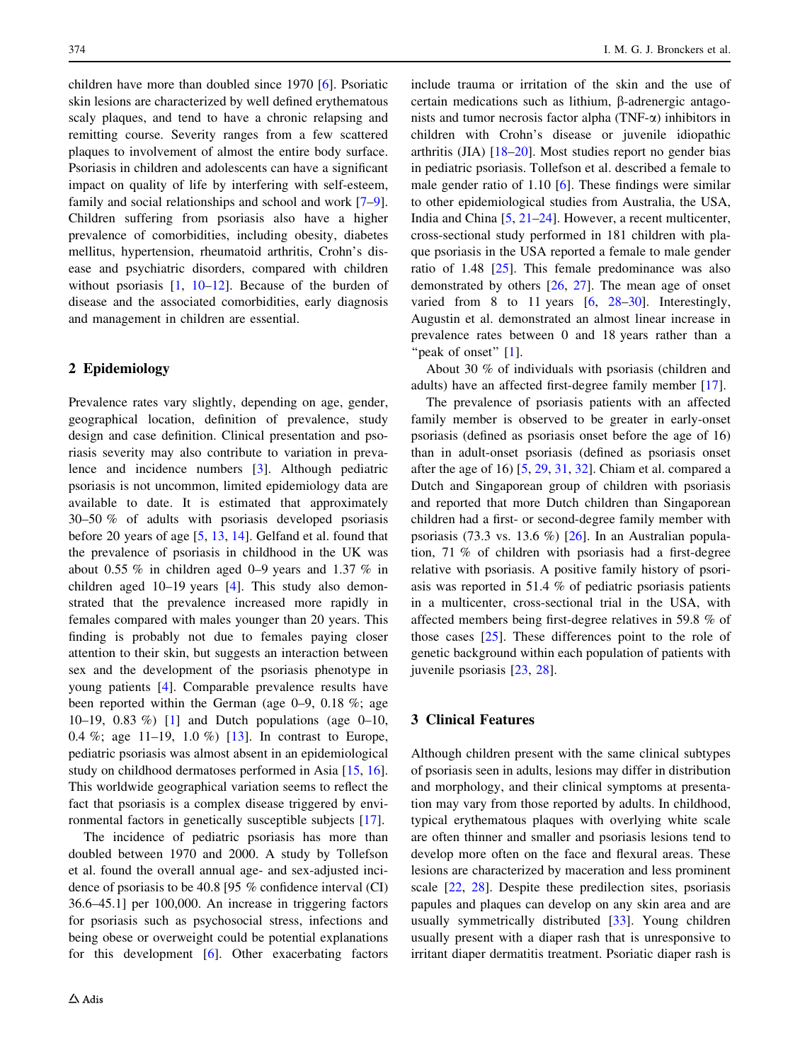children have more than doubled since 1970 [6]. Psoriatic skin lesions are characterized by well defined erythematous scaly plaques, and tend to have a chronic relapsing and remitting course. Severity ranges from a few scattered plaques to involvement of almost the entire body surface. Psoriasis in children and adolescents can have a significant impact on quality of life by interfering with self-esteem, family and social relationships and school and work [7–9]. Children suffering from psoriasis also have a higher prevalence of comorbidities, including obesity, diabetes mellitus, hypertension, rheumatoid arthritis, Crohn's disease and psychiatric disorders, compared with children without psoriasis [1, 10–12]. Because of the burden of disease and the associated comorbidities, early diagnosis and management in children are essential.

## 2 Epidemiology

Prevalence rates vary slightly, depending on age, gender, geographical location, definition of prevalence, study design and case definition. Clinical presentation and psoriasis severity may also contribute to variation in prevalence and incidence numbers [3]. Although pediatric psoriasis is not uncommon, limited epidemiology data are available to date. It is estimated that approximately 30–50 % of adults with psoriasis developed psoriasis before 20 years of age [5, 13, 14]. Gelfand et al. found that the prevalence of psoriasis in childhood in the UK was about 0.55 % in children aged 0–9 years and 1.37 % in children aged 10–19 years [4]. This study also demonstrated that the prevalence increased more rapidly in females compared with males younger than 20 years. This finding is probably not due to females paying closer attention to their skin, but suggests an interaction between sex and the development of the psoriasis phenotype in young patients [4]. Comparable prevalence results have been reported within the German (age 0–9, 0.18 %; age 10–19, 0.83 %) [1] and Dutch populations (age 0–10, 0.4 %; age 11–19, 1.0 %) [13]. In contrast to Europe, pediatric psoriasis was almost absent in an epidemiological study on childhood dermatoses performed in Asia [15, 16]. This worldwide geographical variation seems to reflect the fact that psoriasis is a complex disease triggered by environmental factors in genetically susceptible subjects [17].

The incidence of pediatric psoriasis has more than doubled between 1970 and 2000. A study by Tollefson et al. found the overall annual age- and sex-adjusted incidence of psoriasis to be 40.8 [95 % confidence interval (CI) 36.6–45.1] per 100,000. An increase in triggering factors for psoriasis such as psychosocial stress, infections and being obese or overweight could be potential explanations for this development [6]. Other exacerbating factors include trauma or irritation of the skin and the use of certain medications such as lithium, β-adrenergic antagonists and tumor necrosis factor alpha (TNF-α) inhibitors in children with Crohn's disease or juvenile idiopathic arthritis (JIA) [18–20]. Most studies report no gender bias in pediatric psoriasis. Tollefson et al. described a female to male gender ratio of 1.10 [6]. These findings were similar to other epidemiological studies from Australia, the USA, India and China [5, 21–24]. However, a recent multicenter, cross-sectional study performed in 181 children with plaque psoriasis in the USA reported a female to male gender ratio of 1.48 [25]. This female predominance was also demonstrated by others [26, 27]. The mean age of onset varied from 8 to 11 years [6, 28–30]. Interestingly, Augustin et al. demonstrated an almost linear increase in prevalence rates between 0 and 18 years rather than a "peak of onset" [1].

About 30 % of individuals with psoriasis (children and adults) have an affected first-degree family member [17].

The prevalence of psoriasis patients with an affected family member is observed to be greater in early-onset psoriasis (defined as psoriasis onset before the age of 16) than in adult-onset psoriasis (defined as psoriasis onset after the age of 16) [5, 29, 31, 32]. Chiam et al. compared a Dutch and Singaporean group of children with psoriasis and reported that more Dutch children than Singaporean children had a first- or second-degree family member with psoriasis (73.3 vs. 13.6 %) [26]. In an Australian population, 71 % of children with psoriasis had a first-degree relative with psoriasis. A positive family history of psoriasis was reported in 51.4 % of pediatric psoriasis patients in a multicenter, cross-sectional trial in the USA, with affected members being first-degree relatives in 59.8 % of those cases [25]. These differences point to the role of genetic background within each population of patients with juvenile psoriasis [23, 28].

## 3 Clinical Features

Although children present with the same clinical subtypes of psoriasis seen in adults, lesions may differ in distribution and morphology, and their clinical symptoms at presentation may vary from those reported by adults. In childhood, typical erythematous plaques with overlying white scale are often thinner and smaller and psoriasis lesions tend to develop more often on the face and flexural areas. These lesions are characterized by maceration and less prominent scale [22, 28]. Despite these predilection sites, psoriasis papules and plaques can develop on any skin area and are usually symmetrically distributed [33]. Young children usually present with a diaper rash that is unresponsive to irritant diaper dermatitis treatment. Psoriatic diaper rash is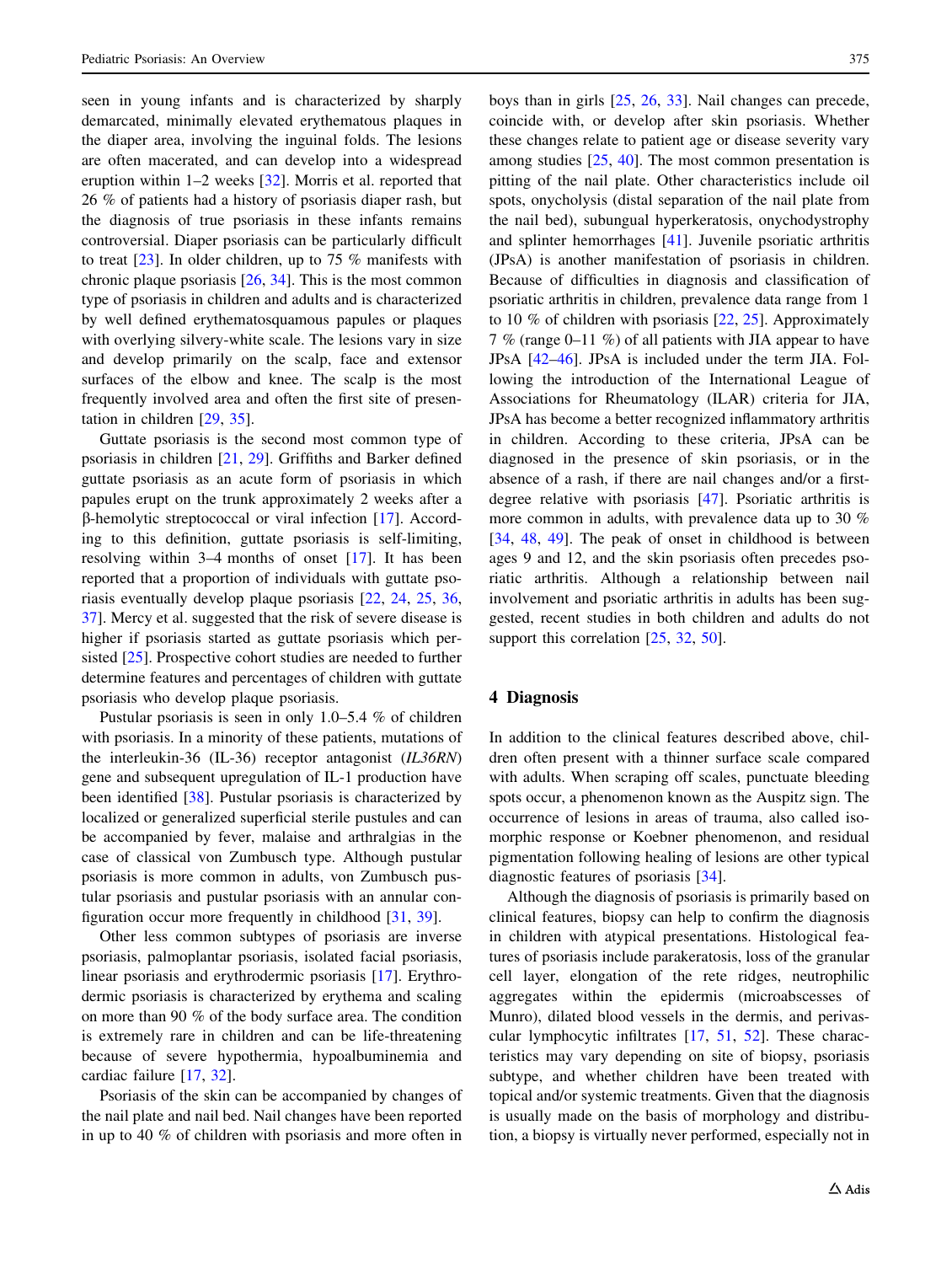seen in young infants and is characterized by sharply demarcated, minimally elevated erythematous plaques in the diaper area, involving the inguinal folds. The lesions are often macerated, and can develop into a widespread eruption within 1–2 weeks [32]. Morris et al. reported that 26 % of patients had a history of psoriasis diaper rash, but the diagnosis of true psoriasis in these infants remains controversial. Diaper psoriasis can be particularly difficult to treat [23]. In older children, up to 75 % manifests with chronic plaque psoriasis [26, 34]. This is the most common type of psoriasis in children and adults and is characterized by well defined erythematosquamous papules or plaques with overlying silvery-white scale. The lesions vary in size and develop primarily on the scalp, face and extensor surfaces of the elbow and knee. The scalp is the most frequently involved area and often the first site of presentation in children [29, 35].

Guttate psoriasis is the second most common type of psoriasis in children [21, 29]. Griffiths and Barker defined guttate psoriasis as an acute form of psoriasis in which papules erupt on the trunk approximately 2 weeks after a β-hemolytic streptococcal or viral infection [17]. According to this definition, guttate psoriasis is self-limiting, resolving within 3–4 months of onset [17]. It has been reported that a proportion of individuals with guttate psoriasis eventually develop plaque psoriasis [22, 24, 25, 36, 37]. Mercy et al. suggested that the risk of severe disease is higher if psoriasis started as guttate psoriasis which persisted [25]. Prospective cohort studies are needed to further determine features and percentages of children with guttate psoriasis who develop plaque psoriasis.

Pustular psoriasis is seen in only 1.0–5.4 % of children with psoriasis. In a minority of these patients, mutations of the interleukin-36 (IL-36) receptor antagonist (*IL36RN*) gene and subsequent upregulation of IL-1 production have been identified [38]. Pustular psoriasis is characterized by localized or generalized superficial sterile pustules and can be accompanied by fever, malaise and arthralgias in the case of classical von Zumbusch type. Although pustular psoriasis is more common in adults, von Zumbusch pustular psoriasis and pustular psoriasis with an annular configuration occur more frequently in childhood [31, 39].

Other less common subtypes of psoriasis are inverse psoriasis, palmoplantar psoriasis, isolated facial psoriasis, linear psoriasis and erythrodermic psoriasis [17]. Erythrodermic psoriasis is characterized by erythema and scaling on more than 90 % of the body surface area. The condition is extremely rare in children and can be life-threatening because of severe hypothermia, hypoalbuminemia and cardiac failure [17, 32].

Psoriasis of the skin can be accompanied by changes of the nail plate and nail bed. Nail changes have been reported in up to 40 % of children with psoriasis and more often in boys than in girls [25, 26, 33]. Nail changes can precede, coincide with, or develop after skin psoriasis. Whether these changes relate to patient age or disease severity vary among studies [25, 40]. The most common presentation is pitting of the nail plate. Other characteristics include oil spots, onycholysis (distal separation of the nail plate from the nail bed), subungual hyperkeratosis, onychodystrophy and splinter hemorrhages [41]. Juvenile psoriatic arthritis (JPsA) is another manifestation of psoriasis in children. Because of difficulties in diagnosis and classification of psoriatic arthritis in children, prevalence data range from 1 to 10 % of children with psoriasis [22, 25]. Approximately 7 % (range 0–11 %) of all patients with JIA appear to have JPsA [42–46]. JPsA is included under the term JIA. Following the introduction of the International League of Associations for Rheumatology (ILAR) criteria for JIA, JPsA has become a better recognized inflammatory arthritis in children. According to these criteria, JPsA can be diagnosed in the presence of skin psoriasis, or in the absence of a rash, if there are nail changes and/or a first-degree relative with psoriasis [47]. Psoriatic arthritis is more common in adults, with prevalence data up to 30 % [34, 48, 49]. The peak of onset in childhood is between ages 9 and 12, and the skin psoriasis often precedes psoriatic arthritis. Although a relationship between nail involvement and psoriatic arthritis in adults has been suggested, recent studies in both children and adults do not support this correlation [25, 32, 50].

## 4 Diagnosis

In addition to the clinical features described above, children often present with a thinner surface scale compared with adults. When scraping off scales, punctuate bleeding spots occur, a phenomenon known as the Auspitz sign. The occurrence of lesions in areas of trauma, also called isomorphic response or Koebner phenomenon, and residual pigmentation following healing of lesions are other typical diagnostic features of psoriasis [34].

Although the diagnosis of psoriasis is primarily based on clinical features, biopsy can help to confirm the diagnosis in children with atypical presentations. Histological features of psoriasis include parakeratosis, loss of the granular cell layer, elongation of the rete ridges, neutrophilic aggregates within the epidermis (microabscesses of Munro), dilated blood vessels in the dermis, and perivascular lymphocytic infiltrates [17, 51, 52]. These characteristics may vary depending on site of biopsy, psoriasis subtype, and whether children have been treated with topical and/or systemic treatments. Given that the diagnosis is usually made on the basis of morphology and distribution, a biopsy is virtually never performed, especially not in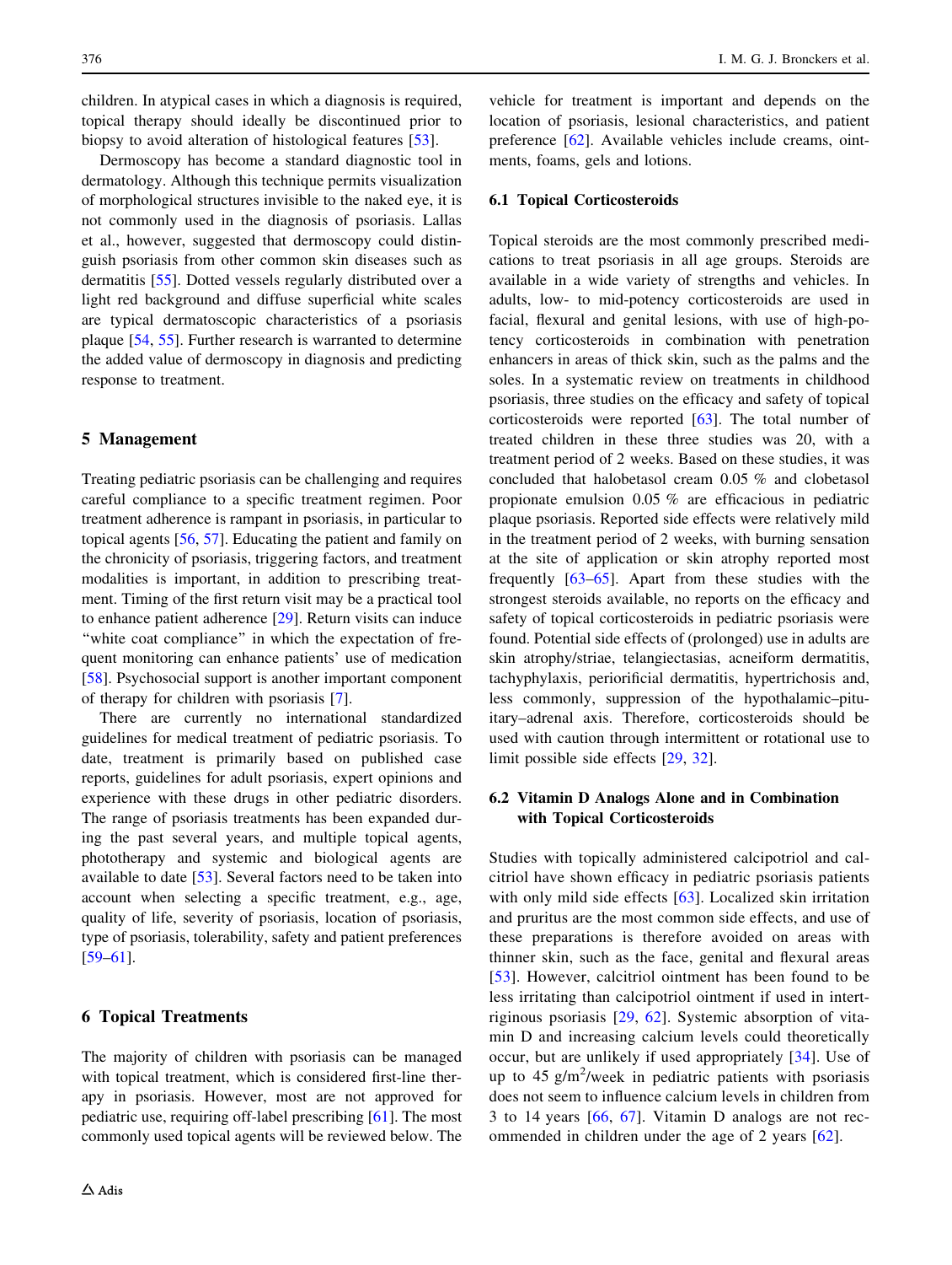children. In atypical cases in which a diagnosis is required, topical therapy should ideally be discontinued prior to biopsy to avoid alteration of histological features [53].

Dermoscopy has become a standard diagnostic tool in dermatology. Although this technique permits visualization of morphological structures invisible to the naked eye, it is not commonly used in the diagnosis of psoriasis. Lallas et al., however, suggested that dermoscopy could distinguish psoriasis from other common skin diseases such as dermatitis [55]. Dotted vessels regularly distributed over a light red background and diffuse superficial white scales are typical dermatoscopic characteristics of a psoriasis plaque [54, 55]. Further research is warranted to determine the added value of dermoscopy in diagnosis and predicting response to treatment.

## 5 Management

Treating pediatric psoriasis can be challenging and requires careful compliance to a specific treatment regimen. Poor treatment adherence is rampant in psoriasis, in particular to topical agents [56, 57]. Educating the patient and family on the chronicity of psoriasis, triggering factors, and treatment modalities is important, in addition to prescribing treatment. Timing of the first return visit may be a practical tool to enhance patient adherence [29]. Return visits can induce "white coat compliance" in which the expectation of frequent monitoring can enhance patients' use of medication [58]. Psychosocial support is another important component of therapy for children with psoriasis [7].

There are currently no international standardized guidelines for medical treatment of pediatric psoriasis. To date, treatment is primarily based on published case reports, guidelines for adult psoriasis, expert opinions and experience with these drugs in other pediatric disorders. The range of psoriasis treatments has been expanded during the past several years, and multiple topical agents, phototherapy and systemic and biological agents are available to date [53]. Several factors need to be taken into account when selecting a specific treatment, e.g., age, quality of life, severity of psoriasis, location of psoriasis, type of psoriasis, tolerability, safety and patient preferences [59–61].

## 6 Topical Treatments

The majority of children with psoriasis can be managed with topical treatment, which is considered first-line therapy in psoriasis. However, most are not approved for pediatric use, requiring off-label prescribing [61]. The most commonly used topical agents will be reviewed below. The vehicle for treatment is important and depends on the location of psoriasis, lesional characteristics, and patient preference [62]. Available vehicles include creams, ointments, foams, gels and lotions.

### 6.1 Topical Corticosteroids

Topical steroids are the most commonly prescribed medications to treat psoriasis in all age groups. Steroids are available in a wide variety of strengths and vehicles. In adults, low- to mid-potency corticosteroids are used in facial, flexural and genital lesions, with use of high-potency corticosteroids in combination with penetration enhancers in areas of thick skin, such as the palms and the soles. In a systematic review on treatments in childhood psoriasis, three studies on the efficacy and safety of topical corticosteroids were reported [63]. The total number of treated children in these three studies was 20, with a treatment period of 2 weeks. Based on these studies, it was concluded that halobetasol cream 0.05 % and clobetasol propionate emulsion 0.05 % are efficacious in pediatric plaque psoriasis. Reported side effects were relatively mild in the treatment period of 2 weeks, with burning sensation at the site of application or skin atrophy reported most frequently [63–65]. Apart from these studies with the strongest steroids available, no reports on the efficacy and safety of topical corticosteroids in pediatric psoriasis were found. Potential side effects of (prolonged) use in adults are skin atrophy/striae, telangiectasias, acneiform dermatitis, tachyphylaxis, periorificial dermatitis, hypertrichosis and, less commonly, suppression of the hypothalamic–pituitary–adrenal axis. Therefore, corticosteroids should be used with caution through intermittent or rotational use to limit possible side effects [29, 32].

### 6.2 Vitamin D Analogs Alone and in Combination with Topical Corticosteroids

Studies with topically administered calcipotriol and calcitriol have shown efficacy in pediatric psoriasis patients with only mild side effects [63]. Localized skin irritation and pruritus are the most common side effects, and use of these preparations is therefore avoided on areas with thinner skin, such as the face, genital and flexural areas [53]. However, calcitriol ointment has been found to be less irritating than calcipotriol ointment if used in intertriginous psoriasis [29, 62]. Systemic absorption of vitamin D and increasing calcium levels could theoretically occur, but are unlikely if used appropriately [34]. Use of up to 45 $g/m^2$/week in pediatric patients with psoriasis does not seem to influence calcium levels in children from 3 to 14 years [66, 67]. Vitamin D analogs are not recommended in children under the age of 2 years [62].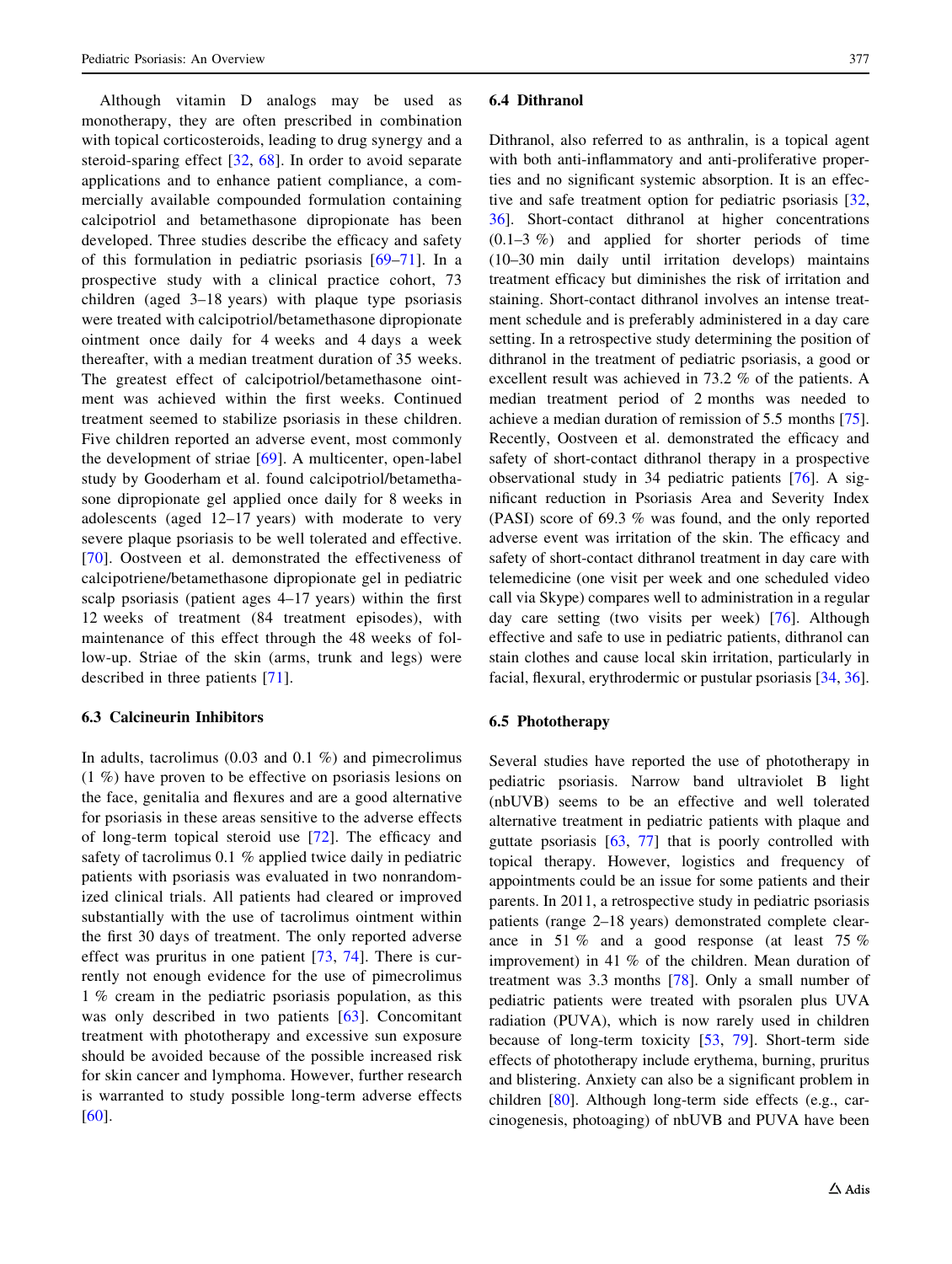Although vitamin D analogs may be used as monotherapy, they are often prescribed in combination with topical corticosteroids, leading to drug synergy and a steroid-sparing effect [32, 68]. In order to avoid separate applications and to enhance patient compliance, a commercially available compounded formulation containing calcipotriol and betamethasone dipropionate has been developed. Three studies describe the efficacy and safety of this formulation in pediatric psoriasis [69–71]. In a prospective study with a clinical practice cohort, 73 children (aged 3–18 years) with plaque type psoriasis were treated with calcipotriol/betamethasone dipropionate ointment once daily for 4 weeks and 4 days a week thereafter, with a median treatment duration of 35 weeks. The greatest effect of calcipotriol/betamethasone ointment was achieved within the first weeks. Continued treatment seemed to stabilize psoriasis in these children. Five children reported an adverse event, most commonly the development of striae [69]. A multicenter, open-label study by Gooderham et al. found calcipotriol/betamethasone dipropionate gel applied once daily for 8 weeks in adolescents (aged 12–17 years) with moderate to very severe plaque psoriasis to be well tolerated and effective. [70]. Oostveen et al. demonstrated the effectiveness of calcipotriene/betamethasone dipropionate gel in pediatric scalp psoriasis (patient ages 4–17 years) within the first 12 weeks of treatment (84 treatment episodes), with maintenance of this effect through the 48 weeks of follow-up. Striae of the skin (arms, trunk and legs) were described in three patients [71].

### 6.3 Calcineurin Inhibitors

In adults, tacrolimus (0.03 and 0.1 %) and pimecrolimus (1 %) have proven to be effective on psoriasis lesions on the face, genitalia and flexures and are a good alternative for psoriasis in these areas sensitive to the adverse effects of long-term topical steroid use [72]. The efficacy and safety of tacrolimus 0.1 % applied twice daily in pediatric patients with psoriasis was evaluated in two nonrandomized clinical trials. All patients had cleared or improved substantially with the use of tacrolimus ointment within the first 30 days of treatment. The only reported adverse effect was pruritus in one patient [73, 74]. There is currently not enough evidence for the use of pimecrolimus 1 % cream in the pediatric psoriasis population, as this was only described in two patients [63]. Concomitant treatment with phototherapy and excessive sun exposure should be avoided because of the possible increased risk for skin cancer and lymphoma. However, further research is warranted to study possible long-term adverse effects [60].

### 6.4 Dithranol

Dithranol, also referred to as anthralin, is a topical agent with both anti-inflammatory and anti-proliferative properties and no significant systemic absorption. It is an effective and safe treatment option for pediatric psoriasis [32, 36]. Short-contact dithranol at higher concentrations (0.1–3 %) and applied for shorter periods of time (10–30 min daily until irritation develops) maintains treatment efficacy but diminishes the risk of irritation and staining. Short-contact dithranol involves an intense treatment schedule and is preferably administered in a day care setting. In a retrospective study determining the position of dithranol in the treatment of pediatric psoriasis, a good or excellent result was achieved in 73.2 % of the patients. A median treatment period of 2 months was needed to achieve a median duration of remission of 5.5 months [75]. Recently, Oostveen et al. demonstrated the efficacy and safety of short-contact dithranol therapy in a prospective observational study in 34 pediatric patients [76]. A significant reduction in Psoriasis Area and Severity Index (PASI) score of 69.3 % was found, and the only reported adverse event was irritation of the skin. The efficacy and safety of short-contact dithranol treatment in day care with telemedicine (one visit per week and one scheduled video call via Skype) compares well to administration in a regular day care setting (two visits per week) [76]. Although effective and safe to use in pediatric patients, dithranol can stain clothes and cause local skin irritation, particularly in facial, flexural, erythrodermic or pustular psoriasis [34, 36].

### 6.5 Phototherapy

Several studies have reported the use of phototherapy in pediatric psoriasis. Narrow band ultraviolet B light (nbUVB) seems to be an effective and well tolerated alternative treatment in pediatric patients with plaque and guttate psoriasis [63, 77] that is poorly controlled with topical therapy. However, logistics and frequency of appointments could be an issue for some patients and their parents. In 2011, a retrospective study in pediatric psoriasis patients (range 2–18 years) demonstrated complete clearance in 51 % and a good response (at least 75 % improvement) in 41 % of the children. Mean duration of treatment was 3.3 months [78]. Only a small number of pediatric patients were treated with psoralen plus UVA radiation (PUVA), which is now rarely used in children because of long-term toxicity [53, 79]. Short-term side effects of phototherapy include erythema, burning, pruritus and blistering. Anxiety can also be a significant problem in children [80]. Although long-term side effects (e.g., carcinogenesis, photoaging) of nbUVB and PUVA have been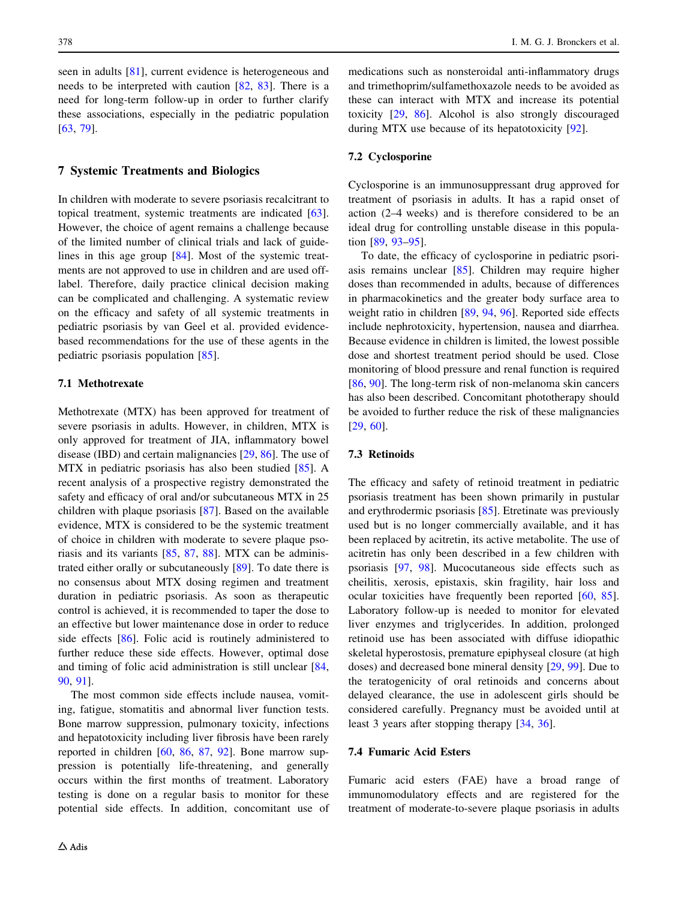seen in adults [81], current evidence is heterogeneous and needs to be interpreted with caution [82, 83]. There is a need for long-term follow-up in order to further clarify these associations, especially in the pediatric population [63, 79].

## 7 Systemic Treatments and Biologics

In children with moderate to severe psoriasis recalcitrant to topical treatment, systemic treatments are indicated [63]. However, the choice of agent remains a challenge because of the limited number of clinical trials and lack of guidelines in this age group [84]. Most of the systemic treatments are not approved to use in children and are used off-label. Therefore, daily practice clinical decision making can be complicated and challenging. A systematic review on the efficacy and safety of all systemic treatments in pediatric psoriasis by van Geel et al. provided evidence-based recommendations for the use of these agents in the pediatric psoriasis population [85].

### 7.1 Methotrexate

Methotrexate (MTX) has been approved for treatment of severe psoriasis in adults. However, in children, MTX is only approved for treatment of JIA, inflammatory bowel disease (IBD) and certain malignancies [29, 86]. The use of MTX in pediatric psoriasis has also been studied [85]. A recent analysis of a prospective registry demonstrated the safety and efficacy of oral and/or subcutaneous MTX in 25 children with plaque psoriasis [87]. Based on the available evidence, MTX is considered to be the systemic treatment of choice in children with moderate to severe plaque psoriasis and its variants [85, 87, 88]. MTX can be administrated either orally or subcutaneously [89]. To date there is no consensus about MTX dosing regimen and treatment duration in pediatric psoriasis. As soon as therapeutic control is achieved, it is recommended to taper the dose to an effective but lower maintenance dose in order to reduce side effects [86]. Folic acid is routinely administered to further reduce these side effects. However, optimal dose and timing of folic acid administration is still unclear [84, 90, 91].

The most common side effects include nausea, vomiting, fatigue, stomatitis and abnormal liver function tests. Bone marrow suppression, pulmonary toxicity, infections and hepatotoxicity including liver fibrosis have been rarely reported in children [60, 86, 87, 92]. Bone marrow suppression is potentially life-threatening, and generally occurs within the first months of treatment. Laboratory testing is done on a regular basis to monitor for these potential side effects. In addition, concomitant use of medications such as nonsteroidal anti-inflammatory drugs and trimethoprim/sulfamethoxazole needs to be avoided as these can interact with MTX and increase its potential toxicity [29, 86]. Alcohol is also strongly discouraged during MTX use because of its hepatotoxicity [92].

### 7.2 Cyclosporine

Cyclosporine is an immunosuppressant drug approved for treatment of psoriasis in adults. It has a rapid onset of action (2–4 weeks) and is therefore considered to be an ideal drug for controlling unstable disease in this population [89, 93–95].

To date, the efficacy of cyclosporine in pediatric psoriasis remains unclear [85]. Children may require higher doses than recommended in adults, because of differences in pharmacokinetics and the greater body surface area to weight ratio in children [89, 94, 96]. Reported side effects include nephrotoxicity, hypertension, nausea and diarrhea. Because evidence in children is limited, the lowest possible dose and shortest treatment period should be used. Close monitoring of blood pressure and renal function is required [86, 90]. The long-term risk of non-melanoma skin cancers has also been described. Concomitant phototherapy should be avoided to further reduce the risk of these malignancies [29, 60].

### 7.3 Retinoids

The efficacy and safety of retinoid treatment in pediatric psoriasis treatment has been shown primarily in pustular and erythrodermic psoriasis [85]. Etretinate was previously used but is no longer commercially available, and it has been replaced by acitretin, its active metabolite. The use of acitretin has only been described in a few children with psoriasis [97, 98]. Mucocutaneous side effects such as cheilitis, xerosis, epistaxis, skin fragility, hair loss and ocular toxicities have frequently been reported [60, 85]. Laboratory follow-up is needed to monitor for elevated liver enzymes and triglycerides. In addition, prolonged retinoid use has been associated with diffuse idiopathic skeletal hyperostosis, premature epiphyseal closure (at high doses) and decreased bone mineral density [29, 99]. Due to the teratogenicity of oral retinoids and concerns about delayed clearance, the use in adolescent girls should be considered carefully. Pregnancy must be avoided until at least 3 years after stopping therapy [34, 36].

### 7.4 Fumaric Acid Esters

Fumaric acid esters (FAE) have a broad range of immunomodulatory effects and are registered for the treatment of moderate-to-severe plaque psoriasis in adults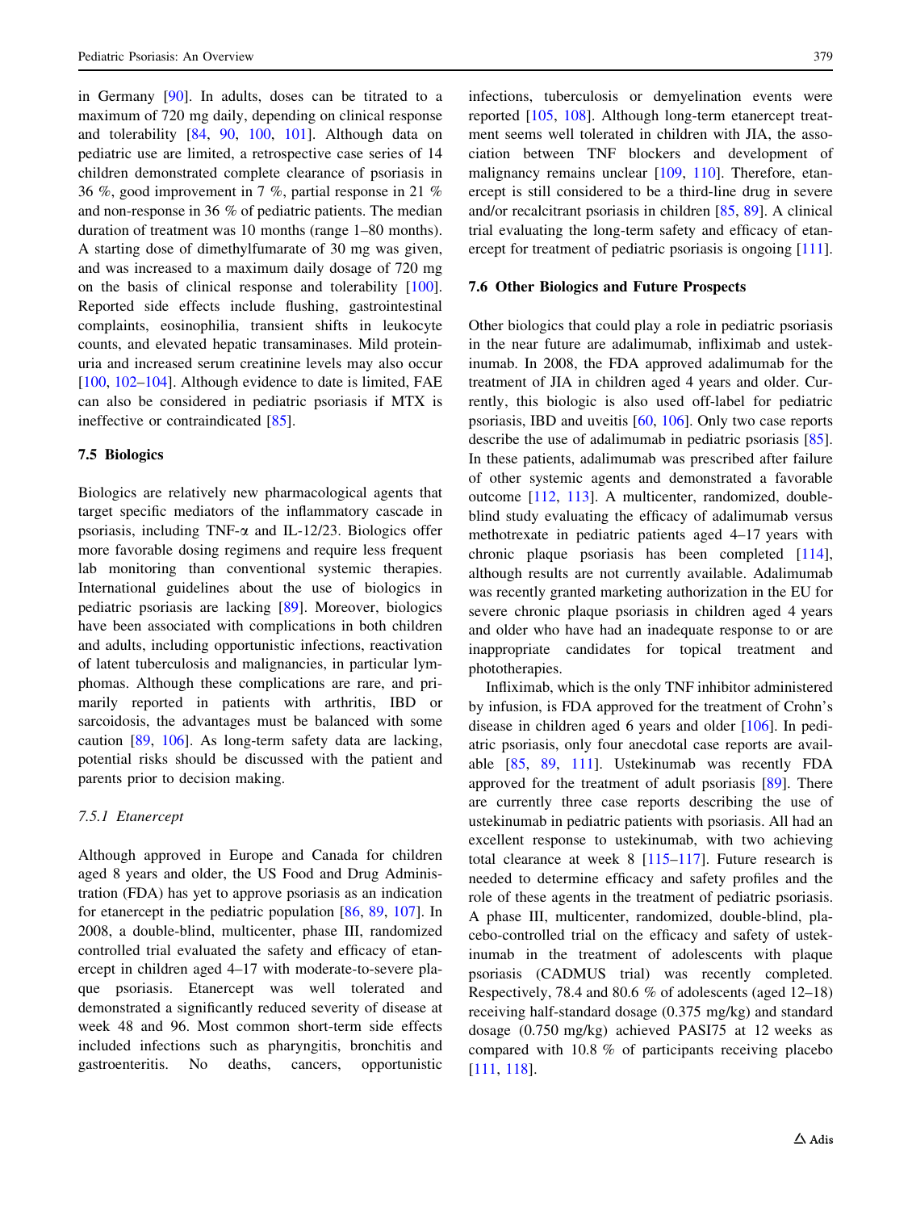in Germany [90]. In adults, doses can be titrated to a maximum of 720 mg daily, depending on clinical response and tolerability [84, 90, 100, 101]. Although data on pediatric use are limited, a retrospective case series of 14 children demonstrated complete clearance of psoriasis in 36 %, good improvement in 7 %, partial response in 21 % and non-response in 36 % of pediatric patients. The median duration of treatment was 10 months (range 1–80 months). A starting dose of dimethylfumarate of 30 mg was given, and was increased to a maximum daily dosage of 720 mg on the basis of clinical response and tolerability [100]. Reported side effects include flushing, gastrointestinal complaints, eosinophilia, transient shifts in leukocyte counts, and elevated hepatic transaminases. Mild proteinuria and increased serum creatinine levels may also occur [100, 102–104]. Although evidence to date is limited, FAE can also be considered in pediatric psoriasis if MTX is ineffective or contraindicated [85].

### 7.5 Biologics

Biologics are relatively new pharmacological agents that target specific mediators of the inflammatory cascade in psoriasis, including TNF-$\alpha$ and IL-12/23. Biologics offer more favorable dosing regimens and require less frequent lab monitoring than conventional systemic therapies. International guidelines about the use of biologics in pediatric psoriasis are lacking [89]. Moreover, biologics have been associated with complications in both children and adults, including opportunistic infections, reactivation of latent tuberculosis and malignancies, in particular lymphomas. Although these complications are rare, and primarily reported in patients with arthritis, IBD or sarcoidosis, the advantages must be balanced with some caution [89, 106]. As long-term safety data are lacking, potential risks should be discussed with the patient and parents prior to decision making.

#### *7.5.1 Etanercept*

Although approved in Europe and Canada for children aged 8 years and older, the US Food and Drug Administration (FDA) has yet to approve psoriasis as an indication for etanercept in the pediatric population [86, 89, 107]. In 2008, a double-blind, multicenter, phase III, randomized controlled trial evaluated the safety and efficacy of etanercept in children aged 4–17 with moderate-to-severe plaque psoriasis. Etanercept was well tolerated and demonstrated a significantly reduced severity of disease at week 48 and 96. Most common short-term side effects included infections such as pharyngitis, bronchitis and gastroenteritis. No deaths, cancers, opportunistic infections, tuberculosis or demyelination events were reported [105, 108]. Although long-term etanercept treatment seems well tolerated in children with JIA, the association between TNF blockers and development of malignancy remains unclear [109, 110]. Therefore, etanercept is still considered to be a third-line drug in severe and/or recalcitrant psoriasis in children [85, 89]. A clinical trial evaluating the long-term safety and efficacy of etanercept for treatment of pediatric psoriasis is ongoing [111].

### 7.6 Other Biologics and Future Prospects

Other biologics that could play a role in pediatric psoriasis in the near future are adalimumab, infliximab and ustekinumab. In 2008, the FDA approved adalimumab for the treatment of JIA in children aged 4 years and older. Currently, this biologic is also used off-label for pediatric psoriasis, IBD and uveitis [60, 106]. Only two case reports describe the use of adalimumab in pediatric psoriasis [85]. In these patients, adalimumab was prescribed after failure of other systemic agents and demonstrated a favorable outcome [112, 113]. A multicenter, randomized, double-blind study evaluating the efficacy of adalimumab versus methotrexate in pediatric patients aged 4–17 years with chronic plaque psoriasis has been completed [114], although results are not currently available. Adalimumab was recently granted marketing authorization in the EU for severe chronic plaque psoriasis in children aged 4 years and older who have had an inadequate response to or are inappropriate candidates for topical treatment and phototherapies.

Infliximab, which is the only TNF inhibitor administered by infusion, is FDA approved for the treatment of Crohn's disease in children aged 6 years and older [106]. In pediatric psoriasis, only four anecdotal case reports are available [85, 89, 111]. Ustekinumab was recently FDA approved for the treatment of adult psoriasis [89]. There are currently three case reports describing the use of ustekinumab in pediatric patients with psoriasis. All had an excellent response to ustekinumab, with two achieving total clearance at week 8 [115–117]. Future research is needed to determine efficacy and safety profiles and the role of these agents in the treatment of pediatric psoriasis. A phase III, multicenter, randomized, double-blind, placebo-controlled trial on the efficacy and safety of ustekinumab in the treatment of adolescents with plaque psoriasis (CADMUS trial) was recently completed. Respectively, 78.4 and 80.6 % of adolescents (aged 12–18) receiving half-standard dosage (0.375 mg/kg) and standard dosage (0.750 mg/kg) achieved PASI75 at 12 weeks as compared with 10.8 % of participants receiving placebo [111, 118].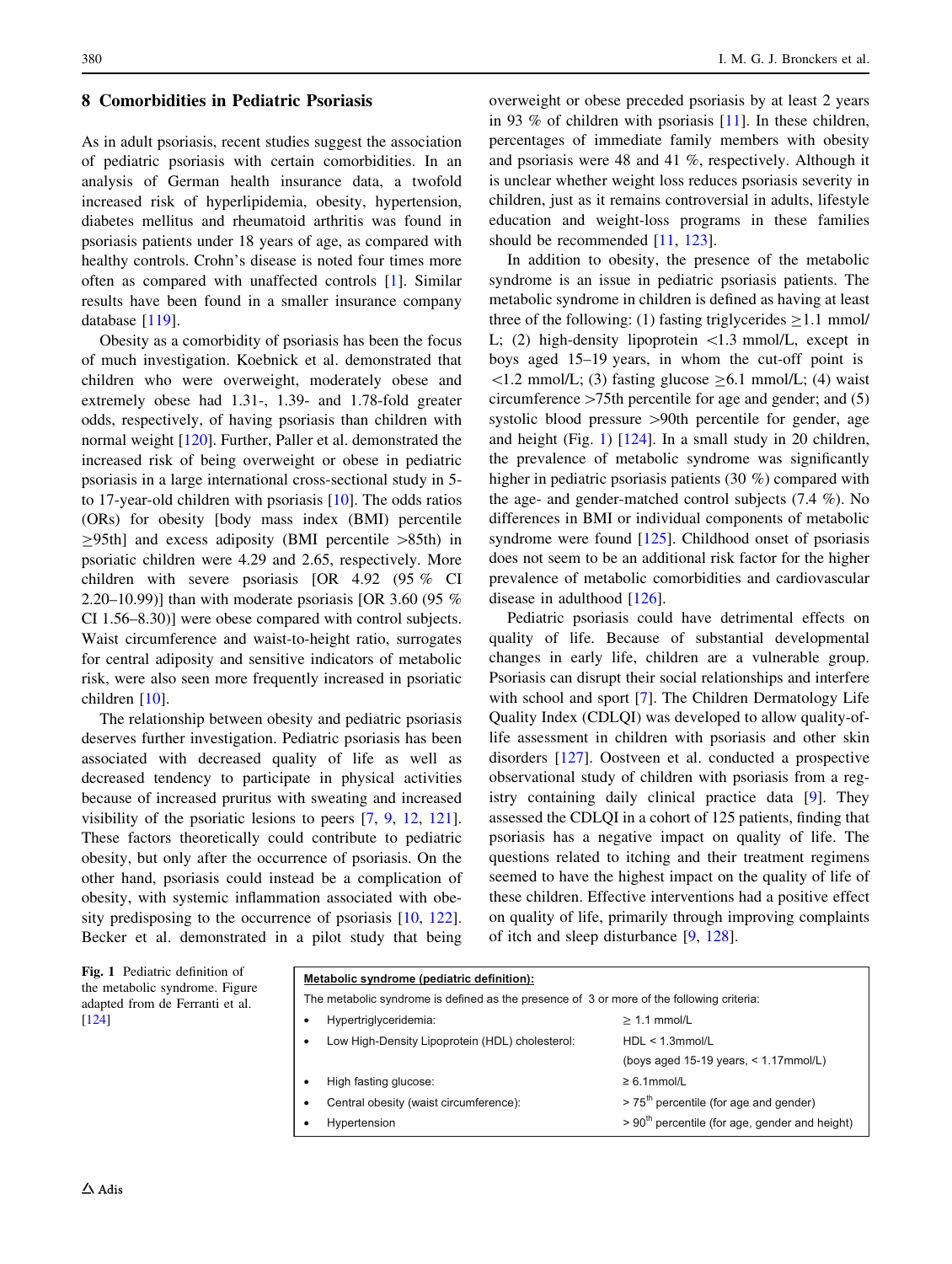## 8 Comorbidities in Pediatric Psoriasis

As in adult psoriasis, recent studies suggest the association of pediatric psoriasis with certain comorbidities. In an analysis of German health insurance data, a twofold increased risk of hyperlipidemia, obesity, hypertension, diabetes mellitus and rheumatoid arthritis was found in psoriasis patients under 18 years of age, as compared with healthy controls. Crohn's disease is noted four times more often as compared with unaffected controls [1]. Similar results have been found in a smaller insurance company database [119].

Obesity as a comorbidity of psoriasis has been the focus of much investigation. Koebnick et al. demonstrated that children who were overweight, moderately obese and extremely obese had 1.31-, 1.39- and 1.78-fold greater odds, respectively, of having psoriasis than children with normal weight [120]. Further, Paller et al. demonstrated the increased risk of being overweight or obese in pediatric psoriasis in a large international cross-sectional study in 5- to 17-year-old children with psoriasis [10]. The odds ratios (ORs) for obesity [body mass index (BMI) percentile ≥95th] and excess adiposity (BMI percentile >85th) in psoriatic children were 4.29 and 2.65, respectively. More children with severe psoriasis [OR 4.92 (95 % CI 2.20–10.99)] than with moderate psoriasis [OR 3.60 (95 % CI 1.56–8.30)] were obese compared with control subjects. Waist circumference and waist-to-height ratio, surrogates for central adiposity and sensitive indicators of metabolic risk, were also seen more frequently increased in psoriatic children [10].

The relationship between obesity and pediatric psoriasis deserves further investigation. Pediatric psoriasis has been associated with decreased quality of life as well as decreased tendency to participate in physical activities because of increased pruritus with sweating and increased visibility of the psoriatic lesions to peers [7, 9, 12, 121]. These factors theoretically could contribute to pediatric obesity, but only after the occurrence of psoriasis. On the other hand, psoriasis could instead be a complication of obesity, with systemic inflammation associated with obesity predisposing to the occurrence of psoriasis [10, 122]. Becker et al. demonstrated in a pilot study that being overweight or obese preceded psoriasis by at least 2 years in 93 % of children with psoriasis [11]. In these children, percentages of immediate family members with obesity and psoriasis were 48 and 41 %, respectively. Although it is unclear whether weight loss reduces psoriasis severity in children, just as it remains controversial in adults, lifestyle education and weight-loss programs in these families should be recommended [11, 123].

In addition to obesity, the presence of the metabolic syndrome is an issue in pediatric psoriasis patients. The metabolic syndrome in children is defined as having at least three of the following: (1) fasting triglycerides ≥1.1 mmol/L; (2) high-density lipoprotein <1.3 mmol/L, except in boys aged 15–19 years, in whom the cut-off point is <1.2 mmol/L; (3) fasting glucose ≥6.1 mmol/L; (4) waist circumference >75th percentile for age and gender; and (5) systolic blood pressure >90th percentile for gender, age and height (Fig. 1) [124]. In a small study in 20 children, the prevalence of metabolic syndrome was significantly higher in pediatric psoriasis patients (30 %) compared with the age- and gender-matched control subjects (7.4 %). No differences in BMI or individual components of metabolic syndrome were found [125]. Childhood onset of psoriasis does not seem to be an additional risk factor for the higher prevalence of metabolic comorbidities and cardiovascular disease in adulthood [126].

Pediatric psoriasis could have detrimental effects on quality of life. Because of substantial developmental changes in early life, children are a vulnerable group. Psoriasis can disrupt their social relationships and interfere with school and sport [7]. The Children Dermatology Life Quality Index (CDLQI) was developed to allow quality-of-life assessment in children with psoriasis and other skin disorders [127]. Oostveen et al. conducted a prospective observational study of children with psoriasis from a registry containing daily clinical practice data [9]. They assessed the CDLQI in a cohort of 125 patients, finding that psoriasis has a negative impact on quality of life. The questions related to itching and their treatment regimens seemed to have the highest impact on the quality of life of these children. Effective interventions had a positive effect on quality of life, primarily through improving complaints of itch and sleep disturbance [9, 128].

**Metabolic syndrome (pediatric definition):**

The metabolic syndrome is defined as the presence of 3 or more of the following criteria:

| Criterion | Cut-off |
|---|---|
| • Hypertriglyceridemia: | ≥ 1.1 mmol/L |
| • Low High-Density Lipoprotein (HDL) cholesterol: | HDL < 1.3mmol/L (boys aged 15-19 years, < 1.17mmol/L) |
| • High fasting glucose: | ≥ 6.1mmol/L |
| • Central obesity (waist circumference): | > 75th percentile (for age and gender) |
| • Hypertension | > 90th percentile (for age, gender and height) |

**Fig. 1** Pediatric definition of the metabolic syndrome. Figure adapted from de Ferranti et al. [124]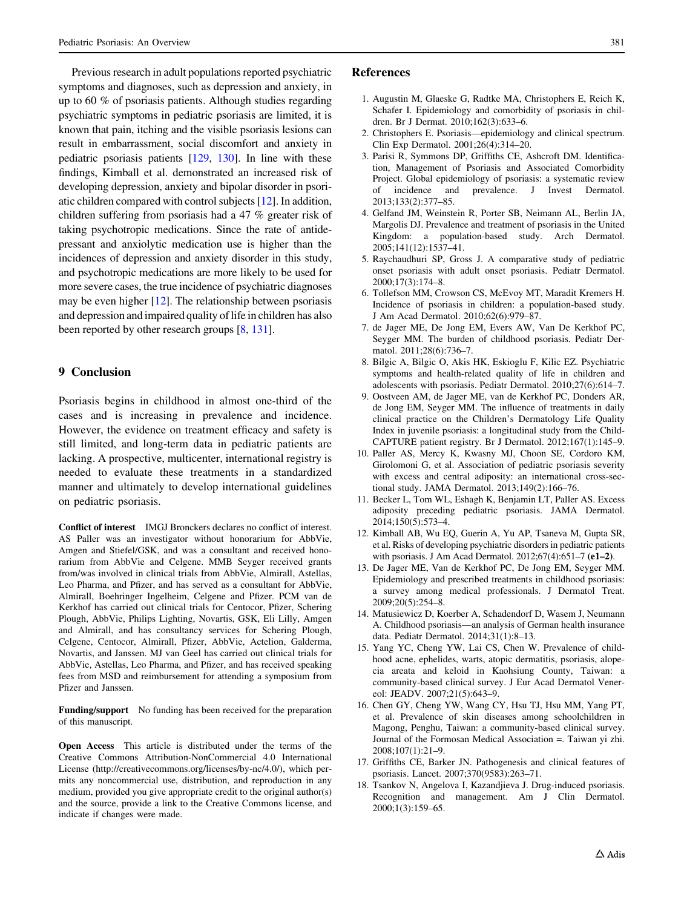Previous research in adult populations reported psychiatric symptoms and diagnoses, such as depression and anxiety, in up to 60 % of psoriasis patients. Although studies regarding psychiatric symptoms in pediatric psoriasis are limited, it is known that pain, itching and the visible psoriasis lesions can result in embarrassment, social discomfort and anxiety in pediatric psoriasis patients [129, 130]. In line with these findings, Kimball et al. demonstrated an increased risk of developing depression, anxiety and bipolar disorder in psoriatic children compared with control subjects [12]. In addition, children suffering from psoriasis had a 47 % greater risk of taking psychotropic medications. Since the rate of antidepressant and anxiolytic medication use is higher than the incidences of depression and anxiety disorder in this study, and psychotropic medications are more likely to be used for more severe cases, the true incidence of psychiatric diagnoses may be even higher [12]. The relationship between psoriasis and depression and impaired quality of life in children has also been reported by other research groups [8, 131].

## 9 Conclusion

Psoriasis begins in childhood in almost one-third of the cases and is increasing in prevalence and incidence. However, the evidence on treatment efficacy and safety is still limited, and long-term data in pediatric patients are lacking. A prospective, multicenter, international registry is needed to evaluate these treatments in a standardized manner and ultimately to develop international guidelines on pediatric psoriasis.

**Conflict of interest** IMGJ Bronckers declares no conflict of interest. AS Paller was an investigator without honorarium for AbbVie, Amgen and Stiefel/GSK, and was a consultant and received honorarium from AbbVie and Celgene. MMB Seyger received grants from/was involved in clinical trials from AbbVie, Almirall, Astellas, Leo Pharma, and Pfizer, and has served as a consultant for AbbVie, Almirall, Boehringer Ingelheim, Celgene and Pfizer. PCM van de Kerkhof has carried out clinical trials for Centocor, Pfizer, Schering Plough, AbbVie, Philips Lighting, Novartis, GSK, Eli Lilly, Amgen and Almirall, and has consultancy services for Schering Plough, Celgene, Centocor, Almirall, Pfizer, AbbVie, Actelion, Galderma, Novartis, and Janssen. MJ van Geel has carried out clinical trials for AbbVie, Astellas, Leo Pharma, and Pfizer, and has received speaking fees from MSD and reimbursement for attending a symposium from Pfizer and Janssen.

**Funding/support** No funding has been received for the preparation of this manuscript.

**Open Access** This article is distributed under the terms of the Creative Commons Attribution-NonCommercial 4.0 International License (http://creativecommons.org/licenses/by-nc/4.0/), which permits any noncommercial use, distribution, and reproduction in any medium, provided you give appropriate credit to the original author(s) and the source, provide a link to the Creative Commons license, and indicate if changes were made.

## References

1. Augustin M, Glaeske G, Radtke MA, Christophers E, Reich K, Schafer I. Epidemiology and comorbidity of psoriasis in children. Br J Dermat. 2010;162(3):633–6.
2. Christophers E. Psoriasis—epidemiology and clinical spectrum. Clin Exp Dermatol. 2001;26(4):314–20.
3. Parisi R, Symmons DP, Griffiths CE, Ashcroft DM. Identification, Management of Psoriasis and Associated Comorbidity Project. Global epidemiology of psoriasis: a systematic review of incidence and prevalence. J Invest Dermatol. 2013;133(2):377–85.
4. Gelfand JM, Weinstein R, Porter SB, Neimann AL, Berlin JA, Margolis DJ. Prevalence and treatment of psoriasis in the United Kingdom: a population-based study. Arch Dermatol. 2005;141(12):1537–41.
5. Raychaudhuri SP, Gross J. A comparative study of pediatric onset psoriasis with adult onset psoriasis. Pediatr Dermatol. 2000;17(3):174–8.
6. Tollefson MM, Crowson CS, McEvoy MT, Maradit Kremers H. Incidence of psoriasis in children: a population-based study. J Am Acad Dermatol. 2010;62(6):979–87.
7. de Jager ME, De Jong EM, Evers AW, Van De Kerkhof PC, Seyger MM. The burden of childhood psoriasis. Pediatr Dermatol. 2011;28(6):736–7.
8. Bilgic A, Bilgic O, Akis HK, Eskioglu F, Kilic EZ. Psychiatric symptoms and health-related quality of life in children and adolescents with psoriasis. Pediatr Dermatol. 2010;27(6):614–7.
9. Oostveen AM, de Jager ME, van de Kerkhof PC, Donders AR, de Jong EM, Seyger MM. The influence of treatments in daily clinical practice on the Children's Dermatology Life Quality Index in juvenile psoriasis: a longitudinal study from the Child-CAPTURE patient registry. Br J Dermatol. 2012;167(1):145–9.
10. Paller AS, Mercy K, Kwasny MJ, Choon SE, Cordoro KM, Girolomoni G, et al. Association of pediatric psoriasis severity with excess and central adiposity: an international cross-sectional study. JAMA Dermatol. 2013;149(2):166–76.
11. Becker L, Tom WL, Eshagh K, Benjamin LT, Paller AS. Excess adiposity preceding pediatric psoriasis. JAMA Dermatol. 2014;150(5):573–4.
12. Kimball AB, Wu EQ, Guerin A, Yu AP, Tsaneva M, Gupta SR, et al. Risks of developing psychiatric disorders in pediatric patients with psoriasis. J Am Acad Dermatol. 2012;67(4):651–7 **(e1–2)**.
13. De Jager ME, Van de Kerkhof PC, De Jong EM, Seyger MM. Epidemiology and prescribed treatments in childhood psoriasis: a survey among medical professionals. J Dermatol Treat. 2009;20(5):254–8.
14. Matusiewicz D, Koerber A, Schadendorf D, Wasem J, Neumann A. Childhood psoriasis—an analysis of German health insurance data. Pediatr Dermatol. 2014;31(1):8–13.
15. Yang YC, Cheng YW, Lai CS, Chen W. Prevalence of childhood acne, ephelides, warts, atopic dermatitis, psoriasis, alopecia areata and keloid in Kaohsiung County, Taiwan: a community-based clinical survey. J Eur Acad Dermatol Venereol: JEADV. 2007;21(5):643–9.
16. Chen GY, Cheng YW, Wang CY, Hsu TJ, Hsu MM, Yang PT, et al. Prevalence of skin diseases among schoolchildren in Magong, Penghu, Taiwan: a community-based clinical survey. Journal of the Formosan Medical Association =. Taiwan yi zhi. 2008;107(1):21–9.
17. Griffiths CE, Barker JN. Pathogenesis and clinical features of psoriasis. Lancet. 2007;370(9583):263–71.
18. Tsankov N, Angelova I, Kazandjieva J. Drug-induced psoriasis. Recognition and management. Am J Clin Dermatol. 2000;1(3):159–65.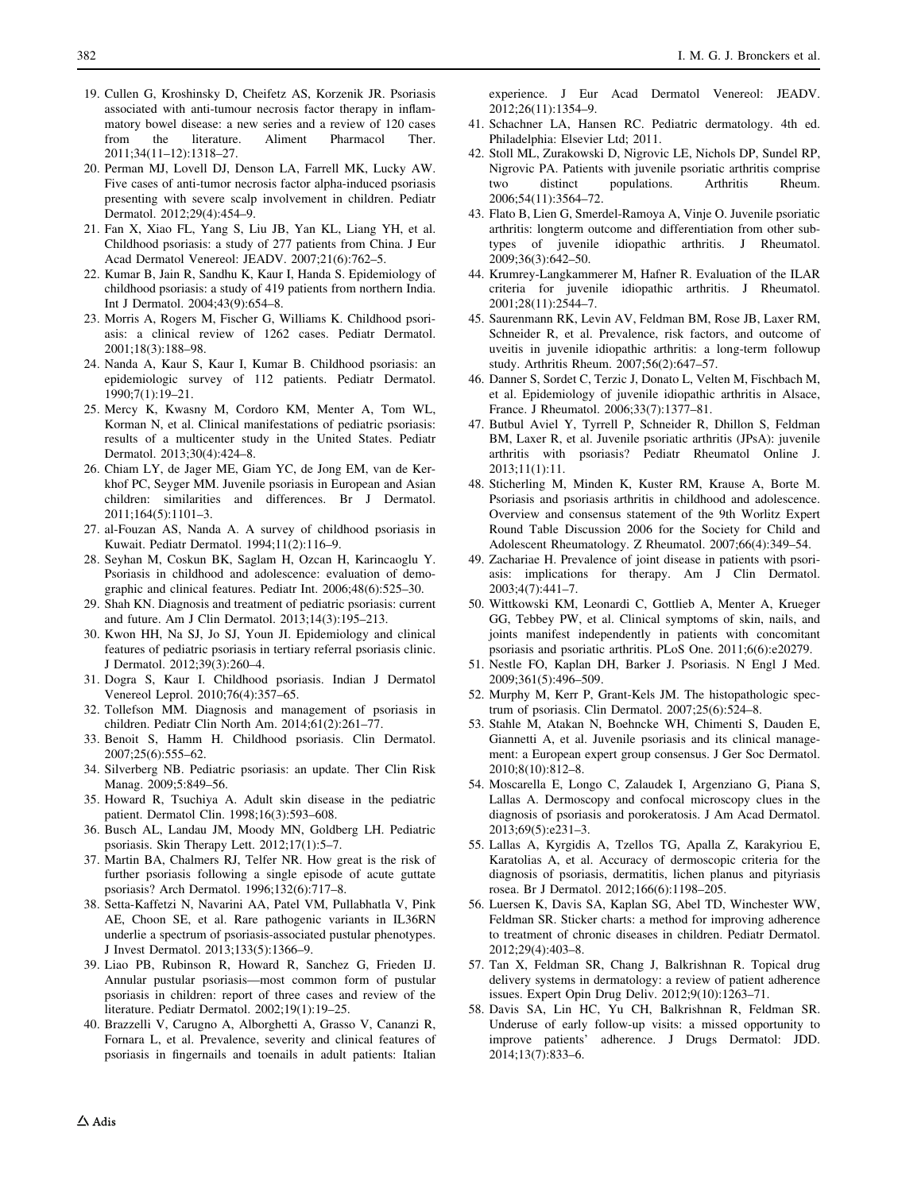19. Cullen G, Kroshinsky D, Cheifetz AS, Korzenik JR. Psoriasis associated with anti-tumour necrosis factor therapy in inflammatory bowel disease: a new series and a review of 120 cases from the literature. Aliment Pharmacol Ther. 2011;34(11–12):1318–27.
20. Perman MJ, Lovell DJ, Denson LA, Farrell MK, Lucky AW. Five cases of anti-tumor necrosis factor alpha-induced psoriasis presenting with severe scalp involvement in children. Pediatr Dermatol. 2012;29(4):454–9.
21. Fan X, Xiao FL, Yang S, Liu JB, Yan KL, Liang YH, et al. Childhood psoriasis: a study of 277 patients from China. J Eur Acad Dermatol Venereol: JEADV. 2007;21(6):762–5.
22. Kumar B, Jain R, Sandhu K, Kaur I, Handa S. Epidemiology of childhood psoriasis: a study of 419 patients from northern India. Int J Dermatol. 2004;43(9):654–8.
23. Morris A, Rogers M, Fischer G, Williams K. Childhood psoriasis: a clinical review of 1262 cases. Pediatr Dermatol. 2001;18(3):188–98.
24. Nanda A, Kaur S, Kaur I, Kumar B. Childhood psoriasis: an epidemiologic survey of 112 patients. Pediatr Dermatol. 1990;7(1):19–21.
25. Mercy K, Kwasny M, Cordoro KM, Menter A, Tom WL, Korman N, et al. Clinical manifestations of pediatric psoriasis: results of a multicenter study in the United States. Pediatr Dermatol. 2013;30(4):424–8.
26. Chiam LY, de Jager ME, Giam YC, de Jong EM, van de Kerkhof PC, Seyger MM. Juvenile psoriasis in European and Asian children: similarities and differences. Br J Dermatol. 2011;164(5):1101–3.
27. al-Fouzan AS, Nanda A. A survey of childhood psoriasis in Kuwait. Pediatr Dermatol. 1994;11(2):116–9.
28. Seyhan M, Coskun BK, Saglam H, Ozcan H, Karincaoglu Y. Psoriasis in childhood and adolescence: evaluation of demographic and clinical features. Pediatr Int. 2006;48(6):525–30.
29. Shah KN. Diagnosis and treatment of pediatric psoriasis: current and future. Am J Clin Dermatol. 2013;14(3):195–213.
30. Kwon HH, Na SJ, Jo SJ, Youn JI. Epidemiology and clinical features of pediatric psoriasis in tertiary referral psoriasis clinic. J Dermatol. 2012;39(3):260–4.
31. Dogra S, Kaur I. Childhood psoriasis. Indian J Dermatol Venereol Leprol. 2010;76(4):357–65.
32. Tollefson MM. Diagnosis and management of psoriasis in children. Pediatr Clin North Am. 2014;61(2):261–77.
33. Benoit S, Hamm H. Childhood psoriasis. Clin Dermatol. 2007;25(6):555–62.
34. Silverberg NB. Pediatric psoriasis: an update. Ther Clin Risk Manag. 2009;5:849–56.
35. Howard R, Tsuchiya A. Adult skin disease in the pediatric patient. Dermatol Clin. 1998;16(3):593–608.
36. Busch AL, Landau JM, Moody MN, Goldberg LH. Pediatric psoriasis. Skin Therapy Lett. 2012;17(1):5–7.
37. Martin BA, Chalmers RJ, Telfer NR. How great is the risk of further psoriasis following a single episode of acute guttate psoriasis? Arch Dermatol. 1996;132(6):717–8.
38. Setta-Kaffetzi N, Navarini AA, Patel VM, Pullabhatla V, Pink AE, Choon SE, et al. Rare pathogenic variants in IL36RN underlie a spectrum of psoriasis-associated pustular phenotypes. J Invest Dermatol. 2013;133(5):1366–9.
39. Liao PB, Rubinson R, Howard R, Sanchez G, Frieden IJ. Annular pustular psoriasis—most common form of pustular psoriasis in children: report of three cases and review of the literature. Pediatr Dermatol. 2002;19(1):19–25.
40. Brazzelli V, Carugno A, Alborghetti A, Grasso V, Cananzi R, Fornara L, et al. Prevalence, severity and clinical features of psoriasis in fingernails and toenails in adult patients: Italian experience. J Eur Acad Dermatol Venereol: JEADV. 2012;26(11):1354–9.
41. Schachner LA, Hansen RC. Pediatric dermatology. 4th ed. Philadelphia: Elsevier Ltd; 2011.
42. Stoll ML, Zurakowski D, Nigrovic LE, Nichols DP, Sundel RP, Nigrovic PA. Patients with juvenile psoriatic arthritis comprise two distinct populations. Arthritis Rheum. 2006;54(11):3564–72.
43. Flato B, Lien G, Smerdel-Ramoya A, Vinje O. Juvenile psoriatic arthritis: longterm outcome and differentiation from other subtypes of juvenile idiopathic arthritis. J Rheumatol. 2009;36(3):642–50.
44. Krumrey-Langkammerer M, Hafner R. Evaluation of the ILAR criteria for juvenile idiopathic arthritis. J Rheumatol. 2001;28(11):2544–7.
45. Saurenmann RK, Levin AV, Feldman BM, Rose JB, Laxer RM, Schneider R, et al. Prevalence, risk factors, and outcome of uveitis in juvenile idiopathic arthritis: a long-term followup study. Arthritis Rheum. 2007;56(2):647–57.
46. Danner S, Sordet C, Terzic J, Donato L, Velten M, Fischbach M, et al. Epidemiology of juvenile idiopathic arthritis in Alsace, France. J Rheumatol. 2006;33(7):1377–81.
47. Butbul Aviel Y, Tyrrell P, Schneider R, Dhillon S, Feldman BM, Laxer R, et al. Juvenile psoriatic arthritis (JPsA): juvenile arthritis with psoriasis? Pediatr Rheumatol Online J. 2013;11(1):11.
48. Sticherling M, Minden K, Kuster RM, Krause A, Borte M. Psoriasis and psoriasis arthritis in childhood and adolescence. Overview and consensus statement of the 9th Worlitz Expert Round Table Discussion 2006 for the Society for Child and Adolescent Rheumatology. Z Rheumatol. 2007;66(4):349–54.
49. Zachariae H. Prevalence of joint disease in patients with psoriasis: implications for therapy. Am J Clin Dermatol. 2003;4(7):441–7.
50. Wittkowski KM, Leonardi C, Gottlieb A, Menter A, Krueger GG, Tebbey PW, et al. Clinical symptoms of skin, nails, and joints manifest independently in patients with concomitant psoriasis and psoriatic arthritis. PLoS One. 2011;6(6):e20279.
51. Nestle FO, Kaplan DH, Barker J. Psoriasis. N Engl J Med. 2009;361(5):496–509.
52. Murphy M, Kerr P, Grant-Kels JM. The histopathologic spectrum of psoriasis. Clin Dermatol. 2007;25(6):524–8.
53. Stahle M, Atakan N, Boehncke WH, Chimenti S, Dauden E, Giannetti A, et al. Juvenile psoriasis and its clinical management: a European expert group consensus. J Ger Soc Dermatol. 2010;8(10):812–8.
54. Moscarella E, Longo C, Zalaudek I, Argenziano G, Piana S, Lallas A. Dermoscopy and confocal microscopy clues in the diagnosis of psoriasis and porokeratosis. J Am Acad Dermatol. 2013;69(5):e231–3.
55. Lallas A, Kyrgidis A, Tzellos TG, Apalla Z, Karakyriou E, Karatolias A, et al. Accuracy of dermoscopic criteria for the diagnosis of psoriasis, dermatitis, lichen planus and pityriasis rosea. Br J Dermatol. 2012;166(6):1198–205.
56. Luersen K, Davis SA, Kaplan SG, Abel TD, Winchester WW, Feldman SR. Sticker charts: a method for improving adherence to treatment of chronic diseases in children. Pediatr Dermatol. 2012;29(4):403–8.
57. Tan X, Feldman SR, Chang J, Balkrishnan R. Topical drug delivery systems in dermatology: a review of patient adherence issues. Expert Opin Drug Deliv. 2012;9(10):1263–71.
58. Davis SA, Lin HC, Yu CH, Balkrishnan R, Feldman SR. Underuse of early follow-up visits: a missed opportunity to improve patients' adherence. J Drugs Dermatol: JDD. 2014;13(7):833–6.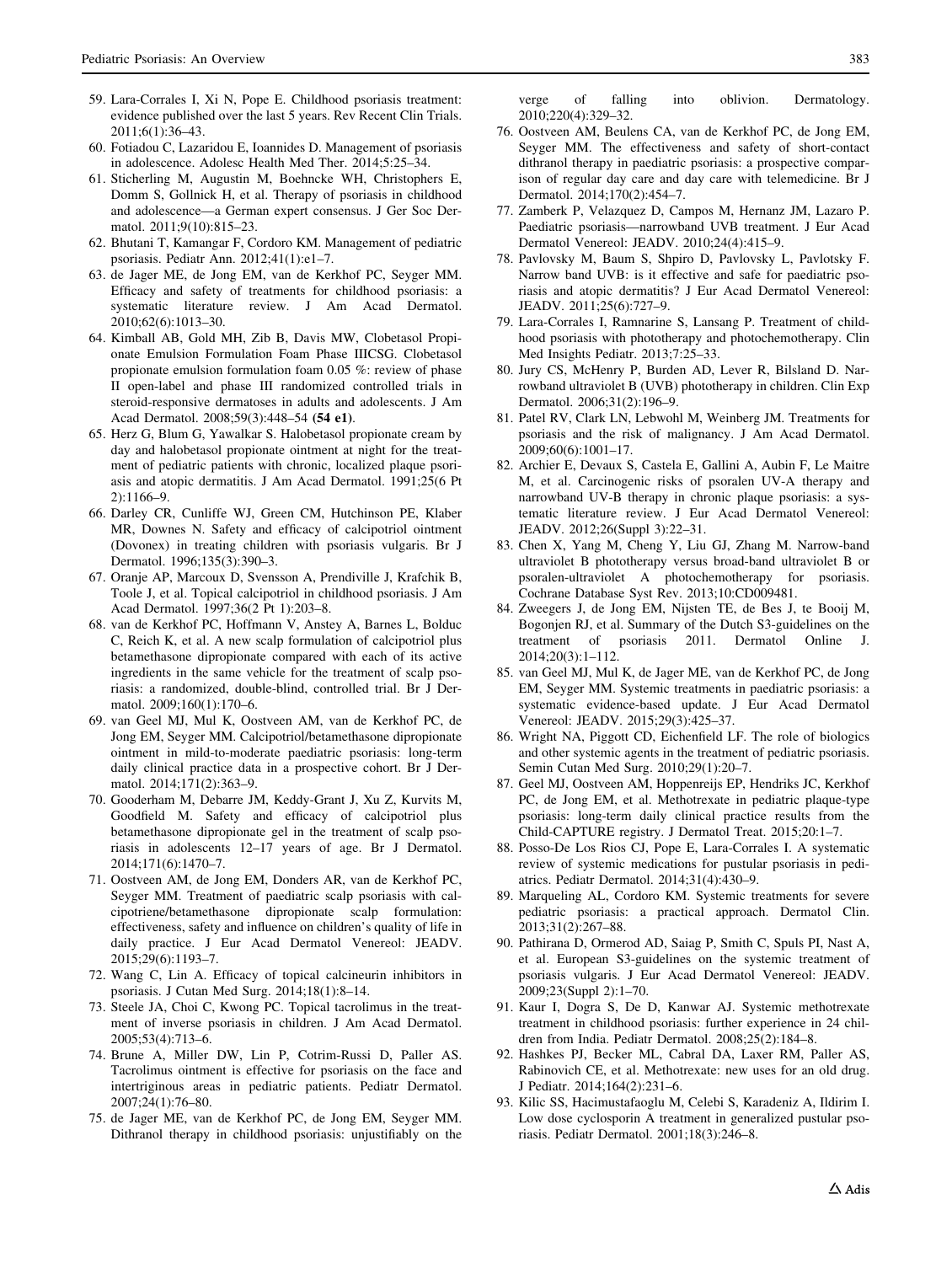59. Lara-Corrales I, Xi N, Pope E. Childhood psoriasis treatment: evidence published over the last 5 years. Rev Recent Clin Trials. 2011;6(1):36–43.
60. Fotiadou C, Lazaridou E, Ioannides D. Management of psoriasis in adolescence. Adolesc Health Med Ther. 2014;5:25–34.
61. Sticherling M, Augustin M, Boehncke WH, Christophers E, Domm S, Gollnick H, et al. Therapy of psoriasis in childhood and adolescence—a German expert consensus. J Ger Soc Dermatol. 2011;9(10):815–23.
62. Bhutani T, Kamangar F, Cordoro KM. Management of pediatric psoriasis. Pediatr Ann. 2012;41(1):e1–7.
63. de Jager ME, de Jong EM, van de Kerkhof PC, Seyger MM. Efficacy and safety of treatments for childhood psoriasis: a systematic literature review. J Am Acad Dermatol. 2010;62(6):1013–30.
64. Kimball AB, Gold MH, Zib B, Davis MW, Clobetasol Propionate Emulsion Formulation Foam Phase IIICSG. Clobetasol propionate emulsion formulation foam 0.05 %: review of phase II open-label and phase III randomized controlled trials in steroid-responsive dermatoses in adults and adolescents. J Am Acad Dermatol. 2008;59(3):448–54 **(54 e1)**.
65. Herz G, Blum G, Yawalkar S. Halobetasol propionate cream by day and halobetasol propionate ointment at night for the treatment of pediatric patients with chronic, localized plaque psoriasis and atopic dermatitis. J Am Acad Dermatol. 1991;25(6 Pt 2):1166–9.
66. Darley CR, Cunliffe WJ, Green CM, Hutchinson PE, Klaber MR, Downes N. Safety and efficacy of calcipotriol ointment (Dovonex) in treating children with psoriasis vulgaris. Br J Dermatol. 1996;135(3):390–3.
67. Oranje AP, Marcoux D, Svensson A, Prendiville J, Krafchik B, Toole J, et al. Topical calcipotriol in childhood psoriasis. J Am Acad Dermatol. 1997;36(2 Pt 1):203–8.
68. van de Kerkhof PC, Hoffmann V, Anstey A, Barnes L, Bolduc C, Reich K, et al. A new scalp formulation of calcipotriol plus betamethasone dipropionate compared with each of its active ingredients in the same vehicle for the treatment of scalp psoriasis: a randomized, double-blind, controlled trial. Br J Dermatol. 2009;160(1):170–6.
69. van Geel MJ, Mul K, Oostveen AM, van de Kerkhof PC, de Jong EM, Seyger MM. Calcipotriol/betamethasone dipropionate ointment in mild-to-moderate paediatric psoriasis: long-term daily clinical practice data in a prospective cohort. Br J Dermatol. 2014;171(2):363–9.
70. Gooderham M, Debarre JM, Keddy-Grant J, Xu Z, Kurvits M, Goodfield M. Safety and efficacy of calcipotriol plus betamethasone dipropionate gel in the treatment of scalp psoriasis in adolescents 12–17 years of age. Br J Dermatol. 2014;171(6):1470–7.
71. Oostveen AM, de Jong EM, Donders AR, van de Kerkhof PC, Seyger MM. Treatment of paediatric scalp psoriasis with calcipotriene/betamethasone dipropionate scalp formulation: effectiveness, safety and influence on children's quality of life in daily practice. J Eur Acad Dermatol Venereol: JEADV. 2015;29(6):1193–7.
72. Wang C, Lin A. Efficacy of topical calcineurin inhibitors in psoriasis. J Cutan Med Surg. 2014;18(1):8–14.
73. Steele JA, Choi C, Kwong PC. Topical tacrolimus in the treatment of inverse psoriasis in children. J Am Acad Dermatol. 2005;53(4):713–6.
74. Brune A, Miller DW, Lin P, Cotrim-Russi D, Paller AS. Tacrolimus ointment is effective for psoriasis on the face and intertriginous areas in pediatric patients. Pediatr Dermatol. 2007;24(1):76–80.
75. de Jager ME, van de Kerkhof PC, de Jong EM, Seyger MM. Dithranol therapy in childhood psoriasis: unjustifiably on the verge of falling into oblivion. Dermatology. 2010;220(4):329–32.
76. Oostveen AM, Beulens CA, van de Kerkhof PC, de Jong EM, Seyger MM. The effectiveness and safety of short-contact dithranol therapy in paediatric psoriasis: a prospective comparison of regular day care and day care with telemedicine. Br J Dermatol. 2014;170(2):454–7.
77. Zamberk P, Velazquez D, Campos M, Hernanz JM, Lazaro P. Paediatric psoriasis—narrowband UVB treatment. J Eur Acad Dermatol Venereol: JEADV. 2010;24(4):415–9.
78. Pavlovsky M, Baum S, Shpiro D, Pavlovsky L, Pavlotsky F. Narrow band UVB: is it effective and safe for paediatric psoriasis and atopic dermatitis? J Eur Acad Dermatol Venereol: JEADV. 2011;25(6):727–9.
79. Lara-Corrales I, Ramnarine S, Lansang P. Treatment of childhood psoriasis with phototherapy and photochemotherapy. Clin Med Insights Pediatr. 2013;7:25–33.
80. Jury CS, McHenry P, Burden AD, Lever R, Bilsland D. Narrowband ultraviolet B (UVB) phototherapy in children. Clin Exp Dermatol. 2006;31(2):196–9.
81. Patel RV, Clark LN, Lebwohl M, Weinberg JM. Treatments for psoriasis and the risk of malignancy. J Am Acad Dermatol. 2009;60(6):1001–17.
82. Archier E, Devaux S, Castela E, Gallini A, Aubin F, Le Maitre M, et al. Carcinogenic risks of psoralen UV-A therapy and narrowband UV-B therapy in chronic plaque psoriasis: a systematic literature review. J Eur Acad Dermatol Venereol: JEADV. 2012;26(Suppl 3):22–31.
83. Chen X, Yang M, Cheng Y, Liu GJ, Zhang M. Narrow-band ultraviolet B phototherapy versus broad-band ultraviolet B or psoralen-ultraviolet A photochemotherapy for psoriasis. Cochrane Database Syst Rev. 2013;10:CD009481.
84. Zweegers J, de Jong EM, Nijsten TE, de Bes J, te Booij M, Bogonjen RJ, et al. Summary of the Dutch S3-guidelines on the treatment of psoriasis 2011. Dermatol Online J. 2014;20(3):1–112.
85. van Geel MJ, Mul K, de Jager ME, van de Kerkhof PC, de Jong EM, Seyger MM. Systemic treatments in paediatric psoriasis: a systematic evidence-based update. J Eur Acad Dermatol Venereol: JEADV. 2015;29(3):425–37.
86. Wright NA, Piggott CD, Eichenfield LF. The role of biologics and other systemic agents in the treatment of pediatric psoriasis. Semin Cutan Med Surg. 2010;29(1):20–7.
87. Geel MJ, Oostveen AM, Hoppenreijs EP, Hendriks JC, Kerkhof PC, de Jong EM, et al. Methotrexate in pediatric plaque-type psoriasis: long-term daily clinical practice results from the Child-CAPTURE registry. J Dermatol Treat. 2015;20:1–7.
88. Posso-De Los Rios CJ, Pope E, Lara-Corrales I. A systematic review of systemic medications for pustular psoriasis in pediatrics. Pediatr Dermatol. 2014;31(4):430–9.
89. Marqueling AL, Cordoro KM. Systemic treatments for severe pediatric psoriasis: a practical approach. Dermatol Clin. 2013;31(2):267–88.
90. Pathirana D, Ormerod AD, Saiag P, Smith C, Spuls PI, Nast A, et al. European S3-guidelines on the systemic treatment of psoriasis vulgaris. J Eur Acad Dermatol Venereol: JEADV. 2009;23(Suppl 2):1–70.
91. Kaur I, Dogra S, De D, Kanwar AJ. Systemic methotrexate treatment in childhood psoriasis: further experience in 24 children from India. Pediatr Dermatol. 2008;25(2):184–8.
92. Hashkes PJ, Becker ML, Cabral DA, Laxer RM, Paller AS, Rabinovich CE, et al. Methotrexate: new uses for an old drug. J Pediatr. 2014;164(2):231–6.
93. Kilic SS, Hacimustafaoglu M, Celebi S, Karadeniz A, Ildirim I. Low dose cyclosporin A treatment in generalized pustular psoriasis. Pediatr Dermatol. 2001;18(3):246–8.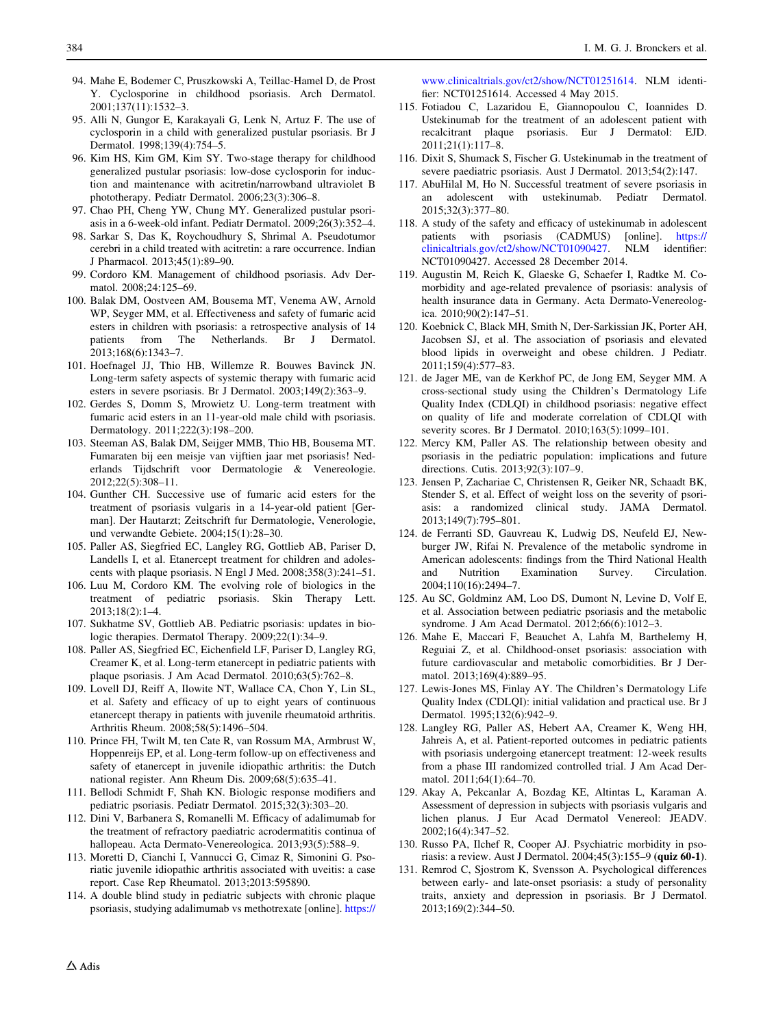94. Mahe E, Bodemer C, Pruszkowski A, Teillac-Hamel D, de Prost Y. Cyclosporine in childhood psoriasis. Arch Dermatol. 2001;137(11):1532–3.
95. Alli N, Gungor E, Karakayali G, Lenk N, Artuz F. The use of cyclosporin in a child with generalized pustular psoriasis. Br J Dermatol. 1998;139(4):754–5.
96. Kim HS, Kim GM, Kim SY. Two-stage therapy for childhood generalized pustular psoriasis: low-dose cyclosporin for induction and maintenance with acitretin/narrowband ultraviolet B phototherapy. Pediatr Dermatol. 2006;23(3):306–8.
97. Chao PH, Cheng YW, Chung MY. Generalized pustular psoriasis in a 6-week-old infant. Pediatr Dermatol. 2009;26(3):352–4.
98. Sarkar S, Das K, Roychoudhury S, Shrimal A. Pseudotumor cerebri in a child treated with acitretin: a rare occurrence. Indian J Pharmacol. 2013;45(1):89–90.
99. Cordoro KM. Management of childhood psoriasis. Adv Dermatol. 2008;24:125–69.
100. Balak DM, Oostveen AM, Bousema MT, Venema AW, Arnold WP, Seyger MM, et al. Effectiveness and safety of fumaric acid esters in children with psoriasis: a retrospective analysis of 14 patients from The Netherlands. Br J Dermatol. 2013;168(6):1343–7.
101. Hoefnagel JJ, Thio HB, Willemze R. Bouwes Bavinck JN. Long-term safety aspects of systemic therapy with fumaric acid esters in severe psoriasis. Br J Dermatol. 2003;149(2):363–9.
102. Gerdes S, Domm S, Mrowietz U. Long-term treatment with fumaric acid esters in an 11-year-old male child with psoriasis. Dermatology. 2011;222(3):198–200.
103. Steeman AS, Balak DM, Seijger MMB, Thio HB, Bousema MT. Fumaraten bij een meisje van vijftien jaar met psoriasis! Nederlands Tijdschrift voor Dermatologie & Venereologie. 2012;22(5):308–11.
104. Gunther CH. Successive use of fumaric acid esters for the treatment of psoriasis vulgaris in a 14-year-old patient [German]. Der Hautarzt; Zeitschrift fur Dermatologie, Venerologie, und verwandte Gebiete. 2004;15(1):28–30.
105. Paller AS, Siegfried EC, Langley RG, Gottlieb AB, Pariser D, Landells I, et al. Etanercept treatment for children and adolescents with plaque psoriasis. N Engl J Med. 2008;358(3):241–51.
106. Luu M, Cordoro KM. The evolving role of biologics in the treatment of pediatric psoriasis. Skin Therapy Lett. 2013;18(2):1–4.
107. Sukhatme SV, Gottlieb AB. Pediatric psoriasis: updates in biologic therapies. Dermatol Therapy. 2009;22(1):34–9.
108. Paller AS, Siegfried EC, Eichenfield LF, Pariser D, Langley RG, Creamer K, et al. Long-term etanercept in pediatric patients with plaque psoriasis. J Am Acad Dermatol. 2010;63(5):762–8.
109. Lovell DJ, Reiff A, Ilowite NT, Wallace CA, Chon Y, Lin SL, et al. Safety and efficacy of up to eight years of continuous etanercept therapy in patients with juvenile rheumatoid arthritis. Arthritis Rheum. 2008;58(5):1496–504.
110. Prince FH, Twilt M, ten Cate R, van Rossum MA, Armbrust W, Hoppenreijs EP, et al. Long-term follow-up on effectiveness and safety of etanercept in juvenile idiopathic arthritis: the Dutch national register. Ann Rheum Dis. 2009;68(5):635–41.
111. Bellodi Schmidt F, Shah KN. Biologic response modifiers and pediatric psoriasis. Pediatr Dermatol. 2015;32(3):303–20.
112. Dini V, Barbanera S, Romanelli M. Efficacy of adalimumab for the treatment of refractory paediatric acrodermatitis continua of hallopeau. Acta Dermato-Venereologica. 2013;93(5):588–9.
113. Moretti D, Cianchi I, Vannucci G, Cimaz R, Simonini G. Psoriatic juvenile idiopathic arthritis associated with uveitis: a case report. Case Rep Rheumatol. 2013;2013:595890.
114. A double blind study in pediatric subjects with chronic plaque psoriasis, studying adalimumab vs methotrexate [online]. https://www.clinicaltrials.gov/ct2/show/NCT01251614. NLM identifier: NCT01251614. Accessed 4 May 2015.
115. Fotiadou C, Lazaridou E, Giannopoulou C, Ioannides D. Ustekinumab for the treatment of an adolescent patient with recalcitrant plaque psoriasis. Eur J Dermatol: EJD. 2011;21(1):117–8.
116. Dixit S, Shumack S, Fischer G. Ustekinumab in the treatment of severe paediatric psoriasis. Aust J Dermatol. 2013;54(2):147.
117. AbuHilal M, Ho N. Successful treatment of severe psoriasis in an adolescent with ustekinumab. Pediatr Dermatol. 2015;32(3):377–80.
118. A study of the safety and efficacy of ustekinumab in adolescent patients with psoriasis (CADMUS) [online]. https://clinicaltrials.gov/ct2/show/NCT01090427. NLM identifier: NCT01090427. Accessed 28 December 2014.
119. Augustin M, Reich K, Glaeske G, Schaefer I, Radtke M. Comorbidity and age-related prevalence of psoriasis: analysis of health insurance data in Germany. Acta Dermato-Venereologica. 2010;90(2):147–51.
120. Koebnick C, Black MH, Smith N, Der-Sarkissian JK, Porter AH, Jacobsen SJ, et al. The association of psoriasis and elevated blood lipids in overweight and obese children. J Pediatr. 2011;159(4):577–83.
121. de Jager ME, van de Kerkhof PC, de Jong EM, Seyger MM. A cross-sectional study using the Children's Dermatology Life Quality Index (CDLQI) in childhood psoriasis: negative effect on quality of life and moderate correlation of CDLQI with severity scores. Br J Dermatol. 2010;163(5):1099–101.
122. Mercy KM, Paller AS. The relationship between obesity and psoriasis in the pediatric population: implications and future directions. Cutis. 2013;92(3):107–9.
123. Jensen P, Zachariae C, Christensen R, Geiker NR, Schaadt BK, Stender S, et al. Effect of weight loss on the severity of psoriasis: a randomized clinical study. JAMA Dermatol. 2013;149(7):795–801.
124. de Ferranti SD, Gauvreau K, Ludwig DS, Neufeld EJ, Newburger JW, Rifai N. Prevalence of the metabolic syndrome in American adolescents: findings from the Third National Health and Nutrition Examination Survey. Circulation. 2004;110(16):2494–7.
125. Au SC, Goldminz AM, Loo DS, Dumont N, Levine D, Volf E, et al. Association between pediatric psoriasis and the metabolic syndrome. J Am Acad Dermatol. 2012;66(6):1012–3.
126. Mahe E, Maccari F, Beauchet A, Lahfa M, Barthelemy H, Reguiai Z, et al. Childhood-onset psoriasis: association with future cardiovascular and metabolic comorbidities. Br J Dermatol. 2013;169(4):889–95.
127. Lewis-Jones MS, Finlay AY. The Children's Dermatology Life Quality Index (CDLQI): initial validation and practical use. Br J Dermatol. 1995;132(6):942–9.
128. Langley RG, Paller AS, Hebert AA, Creamer K, Weng HH, Jahreis A, et al. Patient-reported outcomes in pediatric patients with psoriasis undergoing etanercept treatment: 12-week results from a phase III randomized controlled trial. J Am Acad Dermatol. 2011;64(1):64–70.
129. Akay A, Pekcanlar A, Bozdag KE, Altintas L, Karaman A. Assessment of depression in subjects with psoriasis vulgaris and lichen planus. J Eur Acad Dermatol Venereol: JEADV. 2002;16(4):347–52.
130. Russo PA, Ilchef R, Cooper AJ. Psychiatric morbidity in psoriasis: a review. Aust J Dermatol. 2004;45(3):155–9 **(quiz 60-1)**.
131. Remrod C, Sjostrom K, Svensson A. Psychological differences between early- and late-onset psoriasis: a study of personality traits, anxiety and depression in psoriasis. Br J Dermatol. 2013;169(2):344–50.